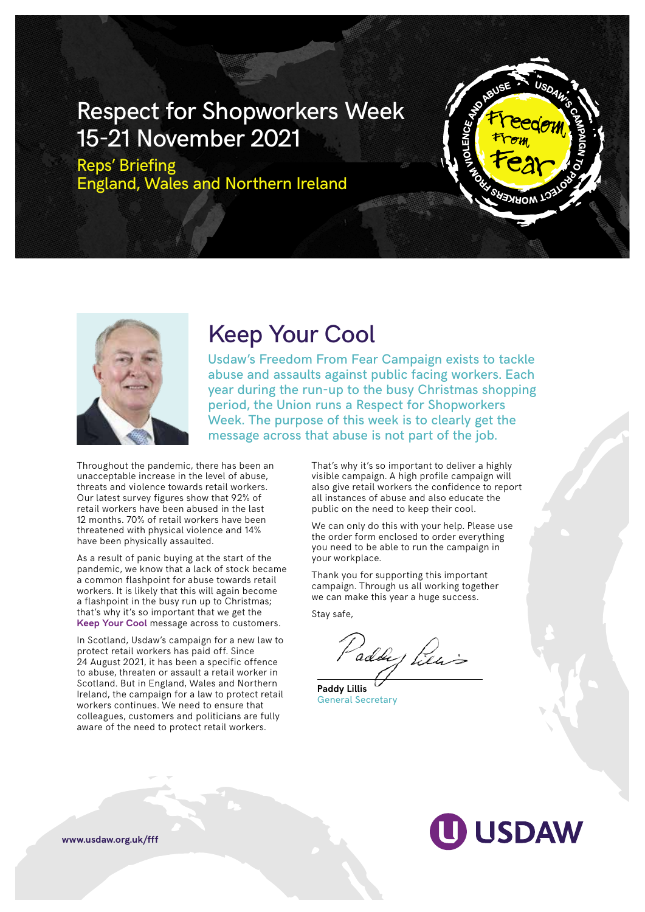# Respect for Shopworkers Week 15-21 November 2021

Reps' Briefing
England, Wales and Northern Ireland

## Keep Your Cool

Usdaw's Freedom From Fear Campaign exists to tackle abuse and assaults against public facing workers. Each year during the run-up to the busy Christmas shopping period, the Union runs a Respect for Shopworkers Week. The purpose of this week is to clearly get the message across that abuse is not part of the job.

Throughout the pandemic, there has been an unacceptable increase in the level of abuse, threats and violence towards retail workers. Our latest survey figures show that 92% of retail workers have been abused in the last 12 months. 70% of retail workers have been threatened with physical violence and 14% have been physically assaulted.

As a result of panic buying at the start of the pandemic, we know that a lack of stock became a common flashpoint for abuse towards retail workers. It is likely that this will again become a flashpoint in the busy run up to Christmas; that's why it's so important that we get the **Keep Your Cool** message across to customers.

In Scotland, Usdaw's campaign for a new law to protect retail workers has paid off. Since 24 August 2021, it has been a specific offence to abuse, threaten or assault a retail worker in Scotland. But in England, Wales and Northern Ireland, the campaign for a law to protect retail workers continues. We need to ensure that colleagues, customers and politicians are fully aware of the need to protect retail workers.

That's why it's so important to deliver a highly visible campaign. A high profile campaign will also give retail workers the confidence to report all instances of abuse and also educate the public on the need to keep their cool.

We can only do this with your help. Please use the order form enclosed to order everything you need to be able to run the campaign in your workplace.

Thank you for supporting this important campaign. Through us all working together we can make this year a huge success.

Stay safe,

**Paddy Lillis**
General Secretary

www.usdaw.org.uk/fff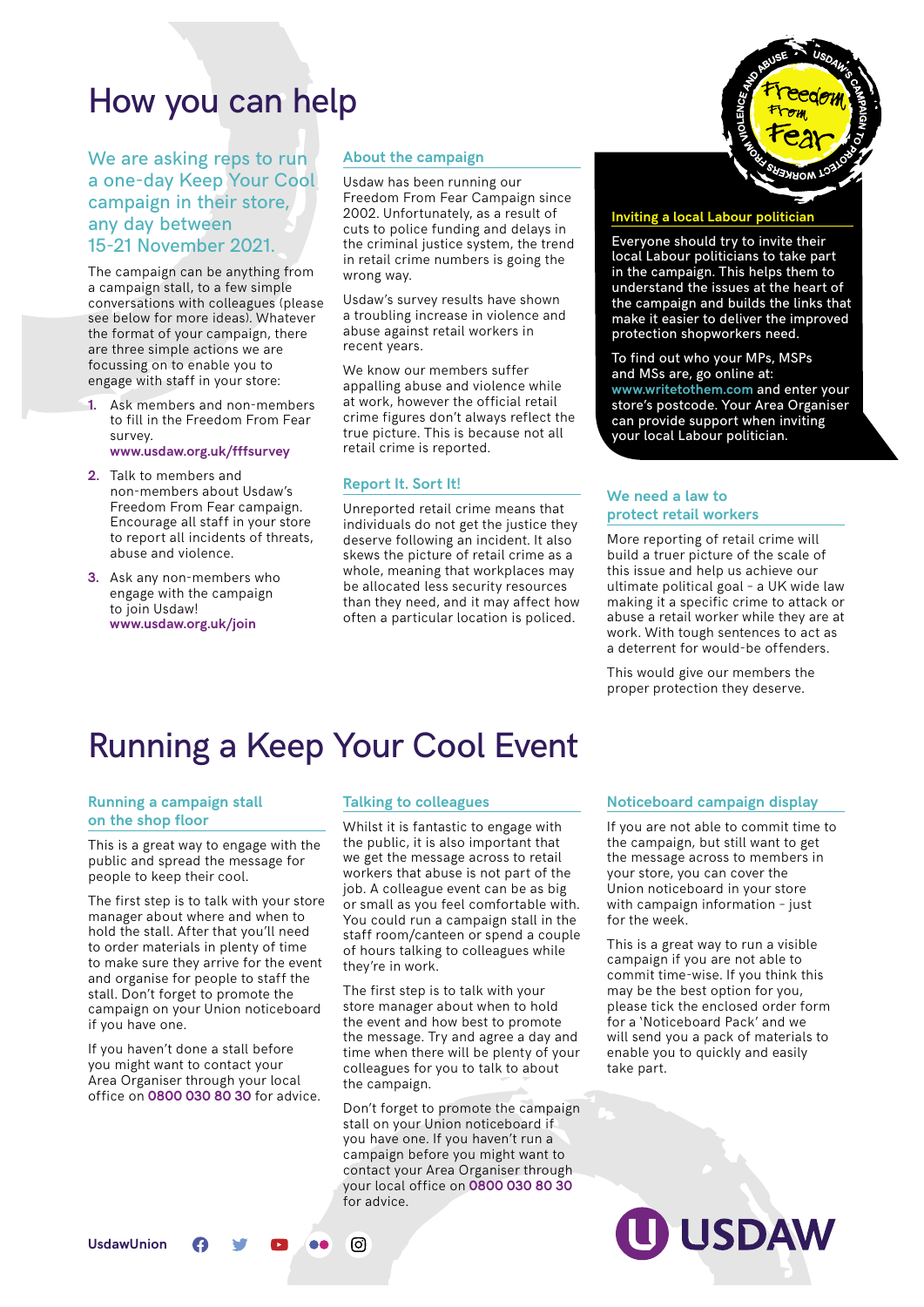# How you can help

## We are asking reps to run a one-day Keep Your Cool campaign in their store, any day between 15-21 November 2021.

The campaign can be anything from a campaign stall, to a few simple conversations with colleagues (please see below for more ideas). Whatever the format of your campaign, there are three simple actions we are focussing on to enable you to engage with staff in your store:

1. Ask members and non-members to fill in the Freedom From Fear survey. **www.usdaw.org.uk/fffsurvey**
2. Talk to members and non-members about Usdaw's Freedom From Fear campaign. Encourage all staff in your store to report all incidents of threats, abuse and violence.
3. Ask any non-members who engage with the campaign to join Usdaw! **www.usdaw.org.uk/join**

### About the campaign

Usdaw has been running our Freedom From Fear Campaign since 2002. Unfortunately, as a result of cuts to police funding and delays in the criminal justice system, the trend in retail crime numbers is going the wrong way.

Usdaw's survey results have shown a troubling increase in violence and abuse against retail workers in recent years.

We know our members suffer appalling abuse and violence while at work, however the official retail crime figures don't always reflect the true picture. This is because not all retail crime is reported.

### Report It. Sort It!

Unreported retail crime means that individuals do not get the justice they deserve following an incident. It also skews the picture of retail crime as a whole, meaning that workplaces may be allocated less security resources than they need, and it may affect how often a particular location is policed.

### Inviting a local Labour politician

Everyone should try to invite their local Labour politicians to take part in the campaign. This helps them to understand the issues at the heart of the campaign and builds the links that make it easier to deliver the improved protection shopworkers need.

To find out who your MPs, MSPs and MSs are, go online at: **www.writetothem.com** and enter your store's postcode. Your Area Organiser can provide support when inviting your local Labour politician.

### We need a law to protect retail workers

More reporting of retail crime will build a truer picture of the scale of this issue and help us achieve our ultimate political goal – a UK wide law making it a specific crime to attack or abuse a retail worker while they are at work. With tough sentences to act as a deterrent for would-be offenders.

This would give our members the proper protection they deserve.

# Running a Keep Your Cool Event

### Running a campaign stall on the shop floor

This is a great way to engage with the public and spread the message for people to keep their cool.

The first step is to talk with your store manager about where and when to hold the stall. After that you'll need to order materials in plenty of time to make sure they arrive for the event and organise for people to staff the stall. Don't forget to promote the campaign on your Union noticeboard if you have one.

If you haven't done a stall before you might want to contact your Area Organiser through your local office on **0800 030 80 30** for advice.

### Talking to colleagues

Whilst it is fantastic to engage with the public, it is also important that we get the message across to retail workers that abuse is not part of the job. A colleague event can be as big or small as you feel comfortable with. You could run a campaign stall in the staff room/canteen or spend a couple of hours talking to colleagues while they're in work.

The first step is to talk with your store manager about when to hold the event and how best to promote the message. Try and agree a day and time when there will be plenty of your colleagues for you to talk to about the campaign.

Don't forget to promote the campaign stall on your Union noticeboard if you have one. If you haven't run a campaign before you might want to contact your Area Organiser through your local office on **0800 030 80 30** for advice.

### Noticeboard campaign display

If you are not able to commit time to the campaign, but still want to get the message across to members in your store, you can cover the Union noticeboard in your store with campaign information – just for the week.

This is a great way to run a visible campaign if you are not able to commit time-wise. If you think this may be the best option for you, please tick the enclosed order form for a 'Noticeboard Pack' and we will send you a pack of materials to enable you to quickly and easily take part.

UsdawUnion